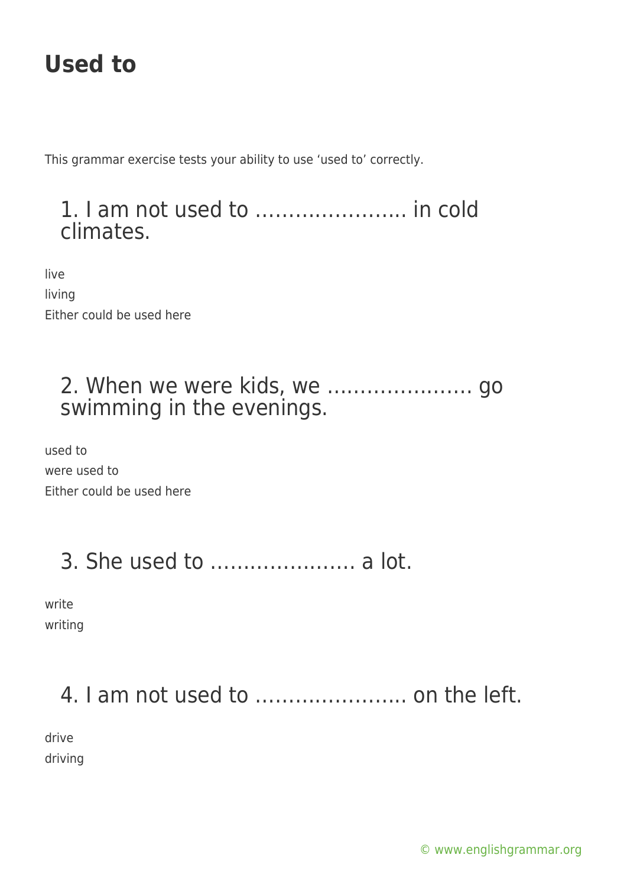# Used to

This grammar exercise tests your ability to use 'used to' correctly.

### 1. I am not used to ………………….. in cold climates.

live
living
Either could be used here

### 2. When we were kids, we …………………. go swimming in the evenings.

used to
were used to
Either could be used here

### 3. She used to …………………. a lot.

write
writing

### 4. I am not used to ………………….. on the left.

drive
driving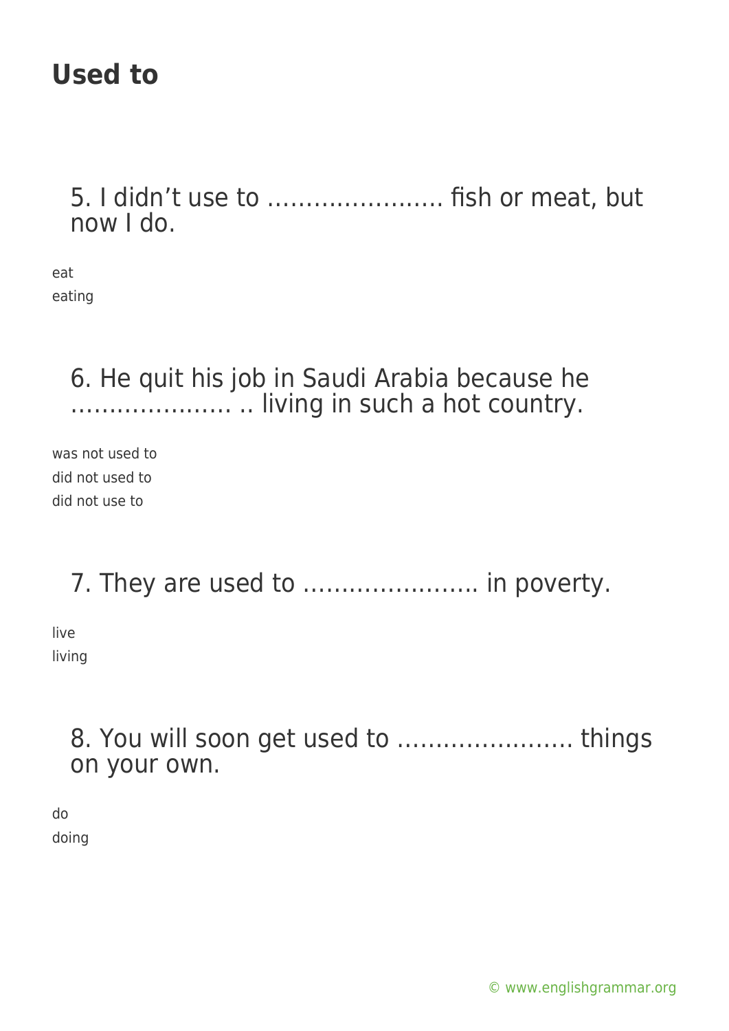# Used to

5. I didn't use to ………………….. fish or meat, but now I do.

eat
eating

6. He quit his job in Saudi Arabia because he ………………… .. living in such a hot country.

was not used to
did not used to
did not use to

7. They are used to ………………….. in poverty.

live
living

8. You will soon get used to ………………….. things on your own.

do
doing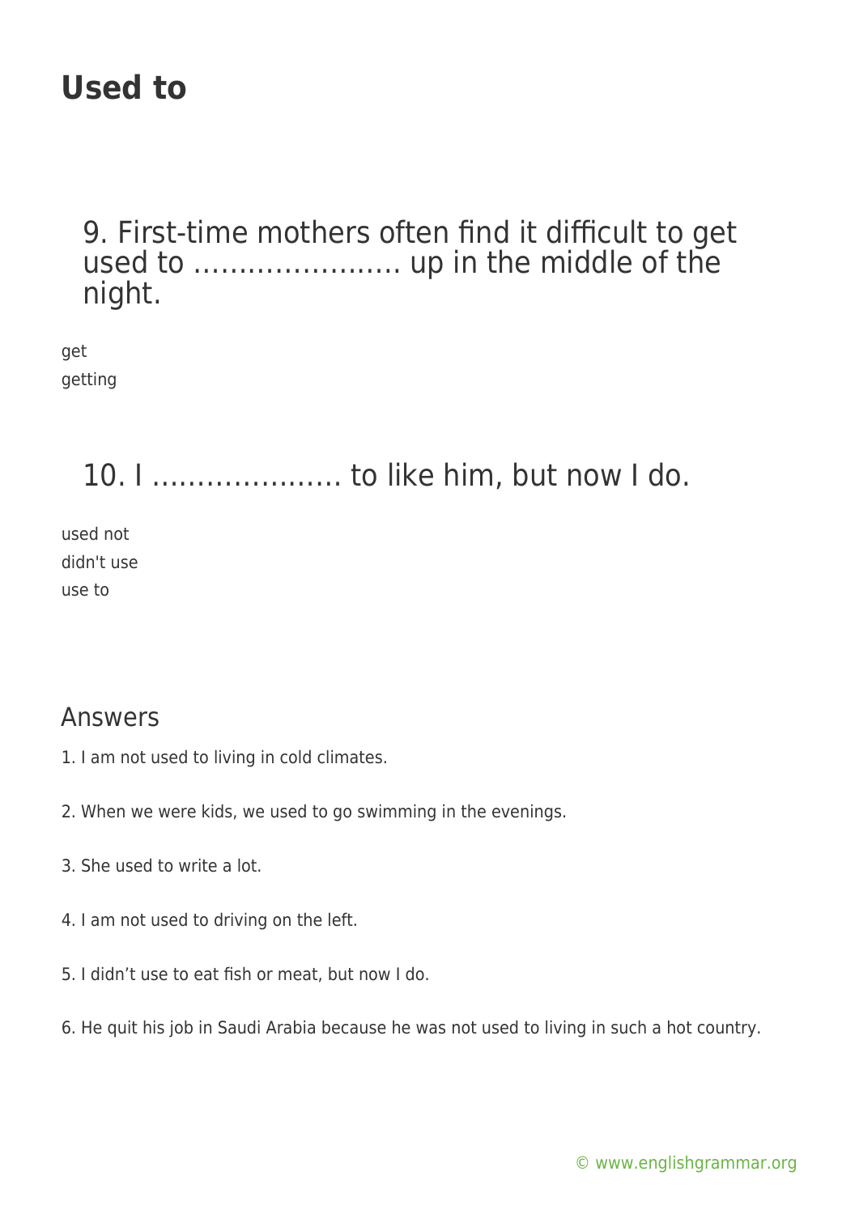# Used to

## 9. First-time mothers often find it difficult to get used to ………………….. up in the middle of the night.

get
getting

## 10. I ………………… to like him, but now I do.

used not
didn't use
use to

## Answers

1. I am not used to living in cold climates.

2. When we were kids, we used to go swimming in the evenings.

3. She used to write a lot.

4. I am not used to driving on the left.

5. I didn't use to eat fish or meat, but now I do.

6. He quit his job in Saudi Arabia because he was not used to living in such a hot country.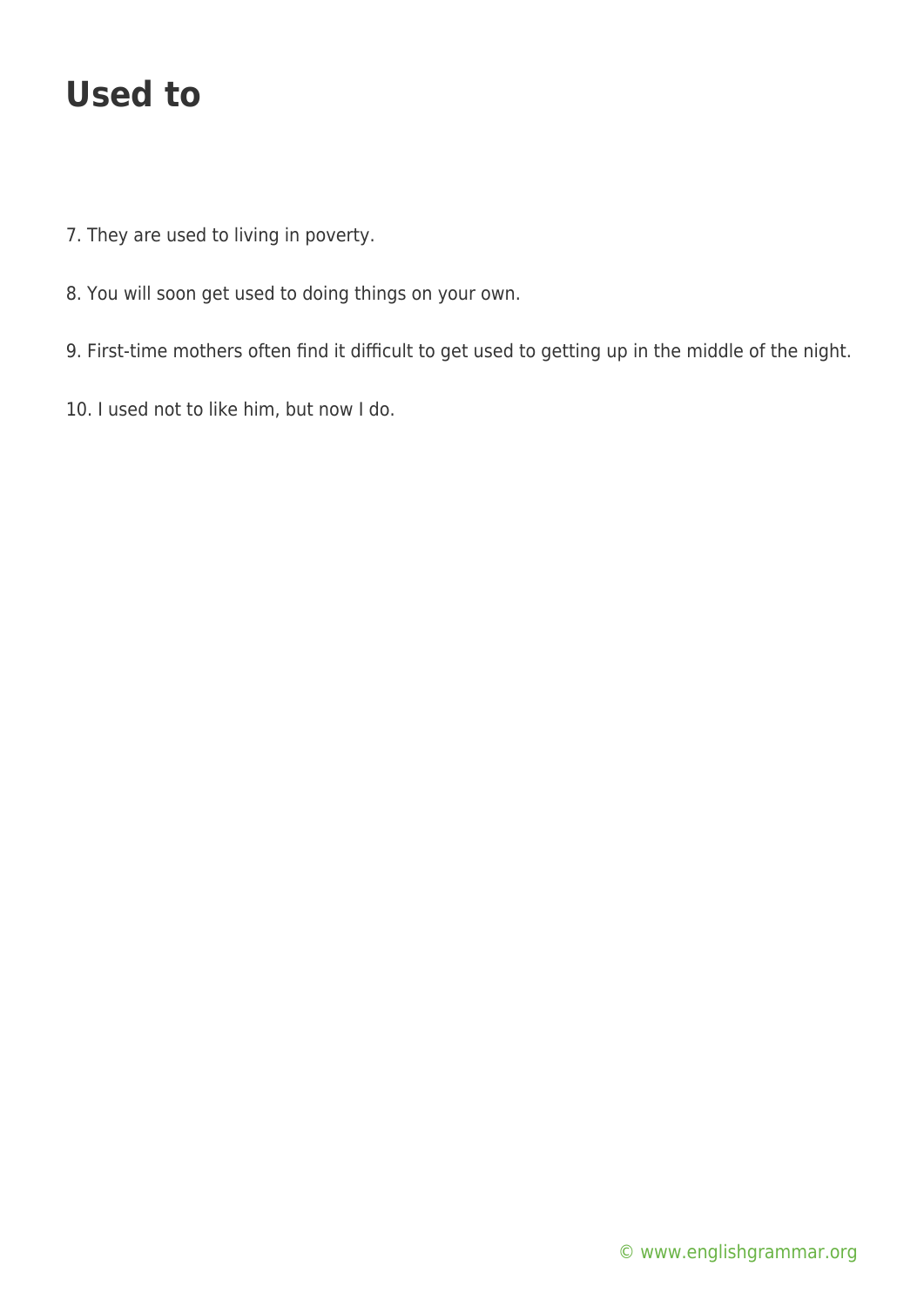# Used to

7. They are used to living in poverty.

8. You will soon get used to doing things on your own.

9. First-time mothers often find it difficult to get used to getting up in the middle of the night.

10. I used not to like him, but now I do.